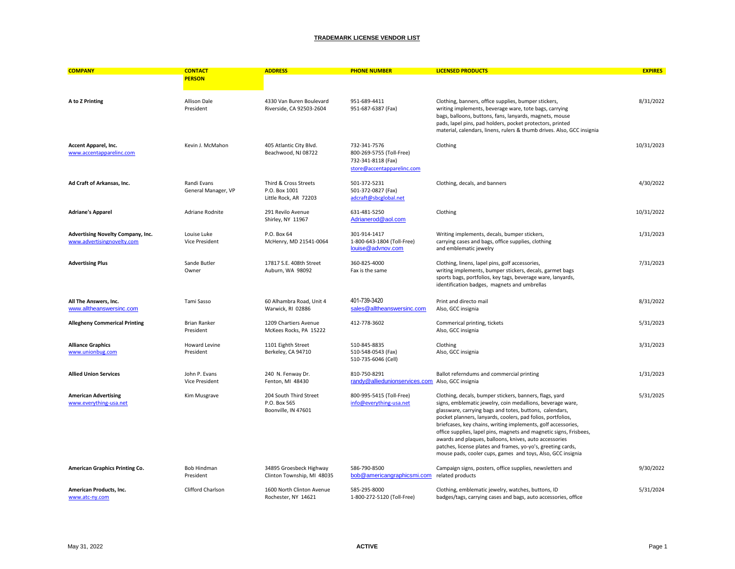# TRADEMARK LICENSE VENDOR LIST

| COMPANY | CONTACT PERSON | ADDRESS | PHONE NUMBER | LICENSED PRODUCTS | EXPIRES |
|---|---|---|---|---|---|
| **A to Z Printing** | Allison Dale<br>President | 4330 Van Buren Boulevard<br>Riverside, CA 92503-2604 | 951-689-4411<br>951-687-6387 (Fax) | Clothing, banners, office supplies, bumper stickers, writing implements, beverage ware, tote bags, carrying bags, balloons, buttons, fans, lanyards, magnets, mouse pads, lapel pins, pad holders, pocket protectors, printed material, calendars, linens, rulers & thumb drives. Also, GCC insignia | 8/31/2022 |
| **Accent Apparel, Inc.**<br>www.accentapparelinc.com | Kevin J. McMahon | 405 Atlantic City Blvd.<br>Beachwood, NJ 08722 | 732-341-7576<br>800-269-5755 (Toll-Free)<br>732-341-8118 (Fax)<br>store@accentapparelinc.com | Clothing | 10/31/2023 |
| **Ad Craft of Arkansas, Inc.** | Randi Evans<br>General Manager, VP | Third & Cross Streets<br>P.O. Box 1001<br>Little Rock, AR 72203 | 501-372-5231<br>501-372-0827 (Fax)<br>adcraft@sbcglobal.net | Clothing, decals, and banners | 4/30/2022 |
| **Adriane's Apparel** | Adriane Rodnite | 291 Revilo Avenue<br>Shirley, NY 11967 | 631-481-5250<br>Adrianerod@aol.com | Clothing | 10/31/2022 |
| **Advertising Novelty Company, Inc.**<br>www.advertisingnovelty.com | Louise Luke<br>Vice President | P.O. Box 64<br>McHenry, MD 21541-0064 | 301-914-1417<br>1-800-643-1804 (Toll-Free)<br>louise@advnov.com | Writing implements, decals, bumper stickers, carrying cases and bags, office supplies, clothing and emblematic jewelry | 1/31/2023 |
| **Advertising Plus** | Sande Butler<br>Owner | 17817 S.E. 408th Street<br>Auburn, WA 98092 | 360-825-4000<br>Fax is the same | Clothing, linens, lapel pins, golf accessories, writing implements, bumper stickers, decals, garmet bags sports bags, portfolios, key tags, beverage ware, lanyards, identification badges, magnets and umbrellas | 7/31/2023 |
| **All The Answers, Inc.**<br>www.alltheanswersinc.com | Tami Sasso | 60 Alhambra Road, Unit 4<br>Warwick, RI 02886 | 401-739-3420<br>sales@alltheanswersinc.com | Print and directo mail<br>Also, GCC insignia | 8/31/2022 |
| **Allegheny Commerical Printing** | Brian Ranker<br>President | 1209 Chartiers Avenue<br>McKees Rocks, PA 15222 | 412-778-3602 | Commerical printing, tickets<br>Also, GCC insignia | 5/31/2023 |
| **Alliance Graphics**<br>www.unionbug.com | Howard Levine<br>President | 1101 Eighth Street<br>Berkeley, CA 94710 | 510-845-8835<br>510-548-0543 (Fax)<br>510-735-6046 (Cell) | Clothing<br>Also, GCC insignia | 3/31/2023 |
| **Allied Union Services** | John P. Evans<br>Vice President | 240 N. Fenway Dr.<br>Fenton, MI 48430 | 810-750-8291<br>randy@alliedunionservices.com | Ballot referndums and commercial printing<br>Also, GCC insignia | 1/31/2023 |
| **American Advertising**<br>www.everything-usa.net | Kim Musgrave | 204 South Third Street<br>P.O. Box 565<br>Boonville, IN 47601 | 800-995-5415 (Toll-Free)<br>info@everything-usa.net | Clothing, decals, bumper stickers, banners, flags, yard signs, emblematic jewelry, coin medallions, beverage ware, glassware, carrying bags and totes, buttons, calendars, pocket planners, lanyards, coolers, pad folios, portfolios, briefcases, key chains, writing implements, golf accessories, office supplies, lapel pins, magnets and magnetic signs, Frisbees, awards and plaques, balloons, knives, auto accessories patches, license plates and frames, yo-yo's, greeting cards, mouse pads, cooler cups, games and toys, Also, GCC insignia | 5/31/2025 |
| **American Graphics Printing Co.** | Bob Hindman<br>President | 34895 Groesbeck Highway<br>Clinton Township, MI 48035 | 586-790-8500<br>bob@americangraphicsmi.com | Campaign signs, posters, office supplies, newsletters and related products | 9/30/2022 |
| **American Products, Inc.**<br>www.atc-ny.com | Clifford Charlson | 1600 North Clinton Avenue<br>Rochester, NY 14621 | 585-295-8000<br>1-800-272-5120 (Toll-Free) | Clothing, emblematic jewelry, watches, buttons, ID badges/tags, carrying cases and bags, auto accessories, office | 5/31/2024 |

May 31, 2022 — ACTIVE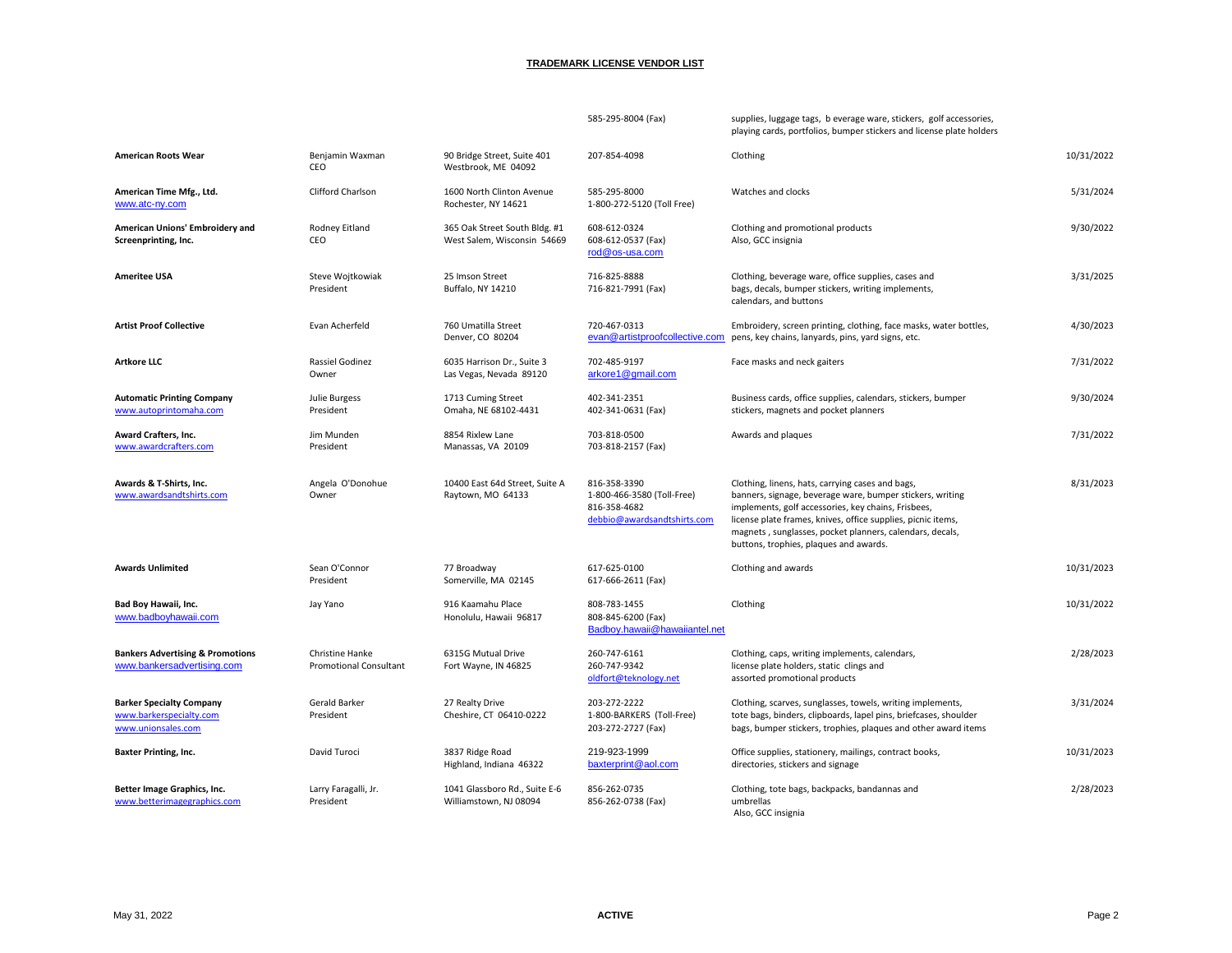**TRADEMARK LICENSE VENDOR LIST**

| | | | | | |
|---|---|---|---|---|---|
| | | | 585-295-8004 (Fax) | supplies, luggage tags, b everage ware, stickers, golf accessories, playing cards, portfolios, bumper stickers and license plate holders | |
| **American Roots Wear** | Benjamin Waxman<br>CEO | 90 Bridge Street, Suite 401<br>Westbrook, ME 04092 | 207-854-4098 | Clothing | 10/31/2022 |
| **American Time Mfg., Ltd.**<br>www.atc-ny.com | Clifford Charlson | 1600 North Clinton Avenue<br>Rochester, NY 14621 | 585-295-8000<br>1-800-272-5120 (Toll Free) | Watches and clocks | 5/31/2024 |
| **American Unions' Embroidery and Screenprinting, Inc.** | Rodney Eitland<br>CEO | 365 Oak Street South Bldg. #1<br>West Salem, Wisconsin 54669 | 608-612-0324<br>608-612-0537 (Fax)<br>rod@os-usa.com | Clothing and promotional products<br>Also, GCC insignia | 9/30/2022 |
| **Ameritee USA** | Steve Wojtkowiak<br>President | 25 Imson Street<br>Buffalo, NY 14210 | 716-825-8888<br>716-821-7991 (Fax) | Clothing, beverage ware, office supplies, cases and bags, decals, bumper stickers, writing implements, calendars, and buttons | 3/31/2025 |
| **Artist Proof Collective** | Evan Acherfeld | 760 Umatilla Street<br>Denver, CO 80204 | 720-467-0313<br>evan@artistproofcollective.com | Embroidery, screen printing, clothing, face masks, water bottles, pens, key chains, lanyards, pins, yard signs, etc. | 4/30/2023 |
| **Artkore LLC** | Rassiel Godinez<br>Owner | 6035 Harrison Dr., Suite 3<br>Las Vegas, Nevada 89120 | 702-485-9197<br>arkore1@gmail.com | Face masks and neck gaiters | 7/31/2022 |
| **Automatic Printing Company**<br>www.autoprintomaha.com | Julie Burgess<br>President | 1713 Cuming Street<br>Omaha, NE 68102-4431 | 402-341-2351<br>402-341-0631 (Fax) | Business cards, office supplies, calendars, stickers, bumper stickers, magnets and pocket planners | 9/30/2024 |
| **Award Crafters, Inc.**<br>www.awardcrafters.com | Jim Munden<br>President | 8854 Rixlew Lane<br>Manassas, VA 20109 | 703-818-0500<br>703-818-2157 (Fax) | Awards and plaques | 7/31/2022 |
| **Awards & T-Shirts, Inc.**<br>www.awardsandtshirts.com | Angela O'Donohue<br>Owner | 10400 East 64d Street, Suite A<br>Raytown, MO 64133 | 816-358-3390<br>1-800-466-3580 (Toll-Free)<br>816-358-4682<br>debbio@awardsandtshirts.com | Clothing, linens, hats, carrying cases and bags, banners, signage, beverage ware, bumper stickers, writing implements, golf accessories, key chains, Frisbees, license plate frames, knives, office supplies, picnic items, magnets , sunglasses, pocket planners, calendars, decals, buttons, trophies, plaques and awards. | 8/31/2023 |
| **Awards Unlimited** | Sean O'Connor<br>President | 77 Broadway<br>Somerville, MA 02145 | 617-625-0100<br>617-666-2611 (Fax) | Clothing and awards | 10/31/2023 |
| **Bad Boy Hawaii, Inc.**<br>www.badboyhawaii.com | Jay Yano | 916 Kaamahu Place<br>Honolulu, Hawaii 96817 | 808-783-1455<br>808-845-6200 (Fax)<br>Badboy.hawaii@hawaiiantel.net | Clothing | 10/31/2022 |
| **Bankers Advertising & Promotions**<br>www.bankersadvertising.com | Christine Hanke<br>Promotional Consultant | 6315G Mutual Drive<br>Fort Wayne, IN 46825 | 260-747-6161<br>260-747-9342<br>oldfort@teknology.net | Clothing, caps, writing implements, calendars, license plate holders, static clings and assorted promotional products | 2/28/2023 |
| **Barker Specialty Company**<br>www.barkerspecialty.com<br>www.unionsales.com | Gerald Barker<br>President | 27 Realty Drive<br>Cheshire, CT 06410-0222 | 203-272-2222<br>1-800-BARKERS (Toll-Free)<br>203-272-2727 (Fax) | Clothing, scarves, sunglasses, towels, writing implements, tote bags, binders, clipboards, lapel pins, briefcases, shoulder bags, bumper stickers, trophies, plaques and other award items | 3/31/2024 |
| **Baxter Printing, Inc.** | David Turoci | 3837 Ridge Road<br>Highland, Indiana 46322 | 219-923-1999<br>baxterprint@aol.com | Office supplies, stationery, mailings, contract books, directories, stickers and signage | 10/31/2023 |
| **Better Image Graphics, Inc.**<br>www.betterimagegraphics.com | Larry Faragalli, Jr.<br>President | 1041 Glassboro Rd., Suite E-6<br>Williamstown, NJ 08094 | 856-262-0735<br>856-262-0738 (Fax) | Clothing, tote bags, backpacks, bandannas and umbrellas<br>Also, GCC insignia | 2/28/2023 |

May 31, 2022 | **ACTIVE**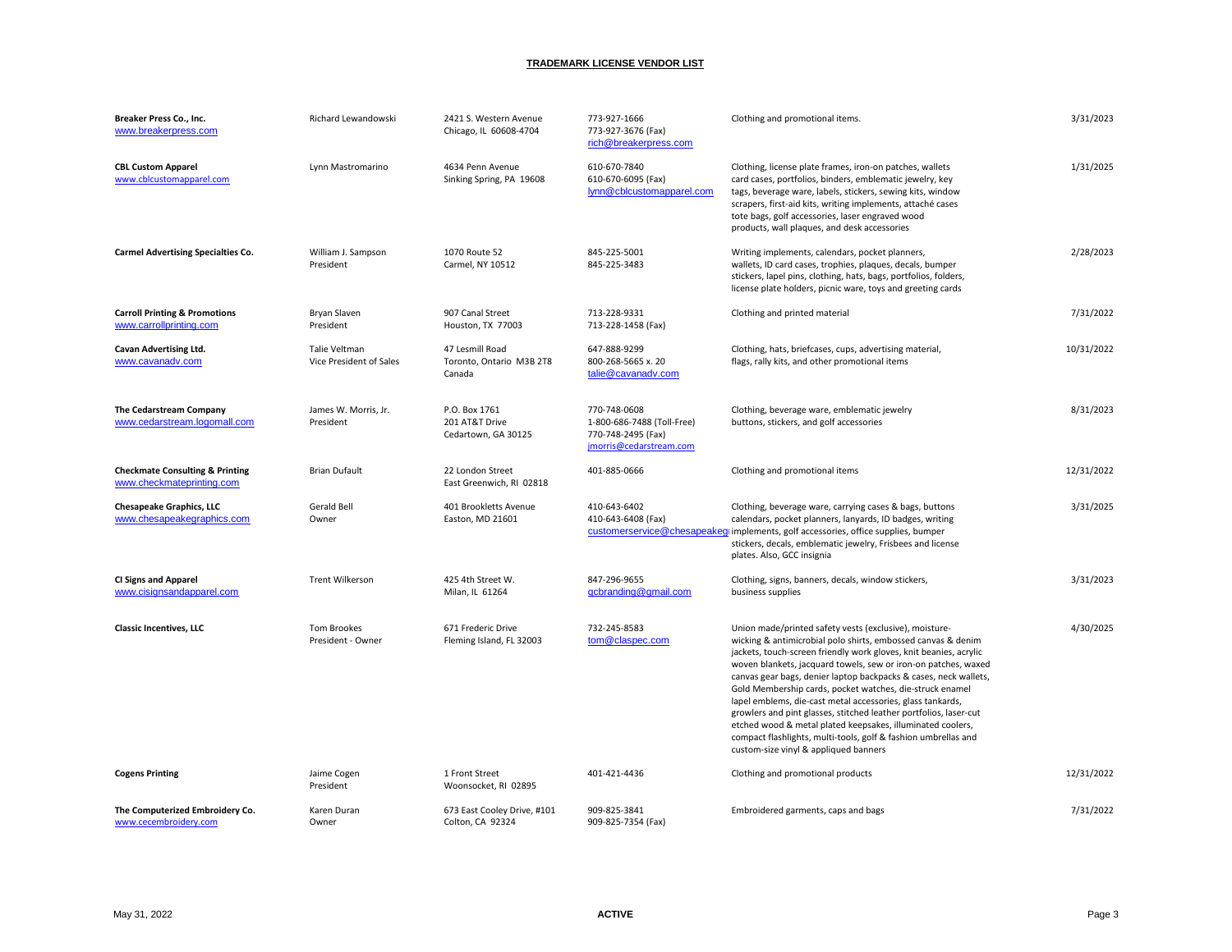**TRADEMARK LICENSE VENDOR LIST**

| Vendor | Contact | Address | Phone / Email | Products | Expiration |
|---|---|---|---|---|---|
| **Breaker Press Co., Inc.**<br>www.breakerpress.com | Richard Lewandowski | 2421 S. Western Avenue<br>Chicago, IL 60608-4704 | 773-927-1666<br>773-927-3676 (Fax)<br>rich@breakerpress.com | Clothing and promotional items. | 3/31/2023 |
| **CBL Custom Apparel**<br>www.cblcustomapparel.com | Lynn Mastromarino | 4634 Penn Avenue<br>Sinking Spring, PA 19608 | 610-670-7840<br>610-670-6095 (Fax)<br>lynn@cblcustomapparel.com | Clothing, license plate frames, iron-on patches, wallets card cases, portfolios, binders, emblematic jewelry, key tags, beverage ware, labels, stickers, sewing kits, window scrapers, first-aid kits, writing implements, attaché cases tote bags, golf accessories, laser engraved wood products, wall plaques, and desk accessories | 1/31/2025 |
| **Carmel Advertising Specialties Co.** | William J. Sampson<br>President | 1070 Route 52<br>Carmel, NY 10512 | 845-225-5001<br>845-225-3483 | Writing implements, calendars, pocket planners, wallets, ID card cases, trophies, plaques, decals, bumper stickers, lapel pins, clothing, hats, bags, portfolios, folders, license plate holders, picnic ware, toys and greeting cards | 2/28/2023 |
| **Carroll Printing & Promotions**<br>www.carrollprinting.com | Bryan Slaven<br>President | 907 Canal Street<br>Houston, TX 77003 | 713-228-9331<br>713-228-1458 (Fax) | Clothing and printed material | 7/31/2022 |
| **Cavan Advertising Ltd.**<br>www.cavanadv.com | Talie Veltman<br>Vice President of Sales | 47 Lesmill Road<br>Toronto, Ontario M3B 2T8<br>Canada | 647-888-9299<br>800-268-5665 x. 20<br>talie@cavanadv.com | Clothing, hats, briefcases, cups, advertising material, flags, rally kits, and other promotional items | 10/31/2022 |
| **The Cedarstream Company**<br>www.cedarstream.logomall.com | James W. Morris, Jr.<br>President | P.O. Box 1761<br>201 AT&T Drive<br>Cedartown, GA 30125 | 770-748-0608<br>1-800-686-7488 (Toll-Free)<br>770-748-2495 (Fax)<br>jmorris@cedarstream.com | Clothing, beverage ware, emblematic jewelry buttons, stickers, and golf accessories | 8/31/2023 |
| **Checkmate Consulting & Printing**<br>www.checkmateprinting.com | Brian Dufault | 22 London Street<br>East Greenwich, RI 02818 | 401-885-0666 | Clothing and promotional items | 12/31/2022 |
| **Chesapeake Graphics, LLC**<br>www.chesapeakegraphics.com | Gerald Bell<br>Owner | 401 Brookletts Avenue<br>Easton, MD 21601 | 410-643-6402<br>410-643-6408 (Fax)<br>customerservice@chesapeakeg | Clothing, beverage ware, carrying cases & bags, buttons calendars, pocket planners, lanyards, ID badges, writing implements, golf accessories, office supplies, bumper stickers, decals, emblematic jewelry, Frisbees and license plates. Also, GCC insignia | 3/31/2025 |
| **CI Signs and Apparel**<br>www.cisignsandapparel.com | Trent Wilkerson | 425 4th Street W.<br>Milan, IL 61264 | 847-296-9655<br>gcbranding@gmail.com | Clothing, signs, banners, decals, window stickers, business supplies | 3/31/2023 |
| **Classic Incentives, LLC** | Tom Brookes<br>President - Owner | 671 Frederic Drive<br>Fleming Island, FL 32003 | 732-245-8583<br>tom@claspec.com | Union made/printed safety vests (exclusive), moisture-wicking & antimicrobial polo shirts, embossed canvas & denim jackets, touch-screen friendly work gloves, knit beanies, acrylic woven blankets, jacquard towels, sew or iron-on patches, waxed canvas gear bags, denier laptop backpacks & cases, neck wallets, Gold Membership cards, pocket watches, die-struck enamel lapel emblems, die-cast metal accessories, glass tankards, growlers and pint glasses, stitched leather portfolios, laser-cut etched wood & metal plated keepsakes, illuminated coolers, compact flashlights, multi-tools, golf & fashion umbrellas and custom-size vinyl & appliqued banners | 4/30/2025 |
| **Cogens Printing** | Jaime Cogen<br>President | 1 Front Street<br>Woonsocket, RI 02895 | 401-421-4436 | Clothing and promotional products | 12/31/2022 |
| **The Computerized Embroidery Co.**<br>www.cecembroidery.com | Karen Duran<br>Owner | 673 East Cooley Drive, #101<br>Colton, CA 92324 | 909-825-3841<br>909-825-7354 (Fax) | Embroidered garments, caps and bags | 7/31/2022 |

May 31, 2022 ACTIVE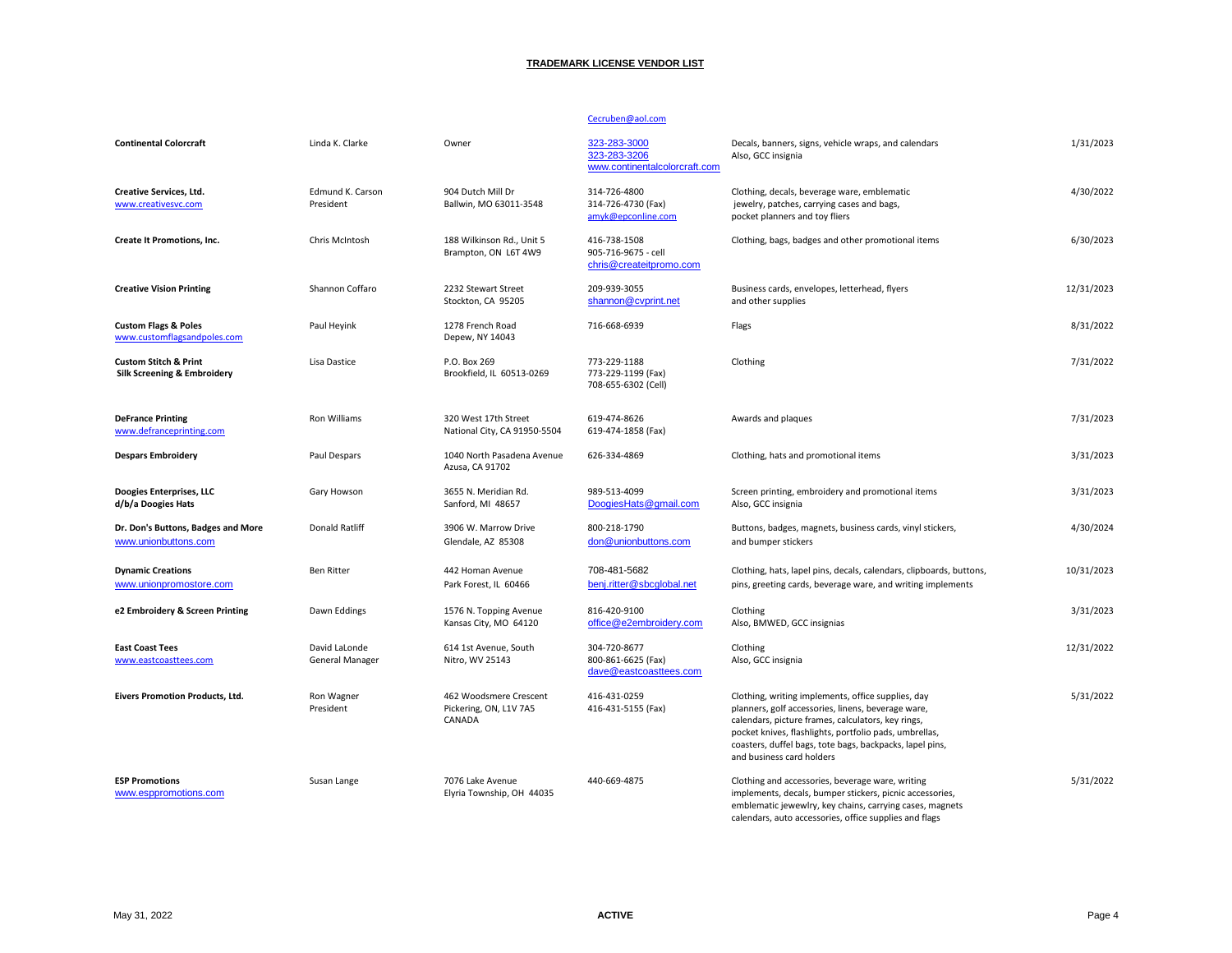**TRADEMARK LICENSE VENDOR LIST**

| | | | | | |
|---|---|---|---|---|---|
| | | | Cecruben@aol.com | | |
| **Continental Colorcraft** | Linda K. Clarke | Owner | 323-283-3000<br>323-283-3206<br>www.continentalcolorcraft.com | Decals, banners, signs, vehicle wraps, and calendars<br>Also, GCC insignia | 1/31/2023 |
| **Creative Services, Ltd.**<br>www.creativesvc.com | Edmund K. Carson<br>President | 904 Dutch Mill Dr<br>Ballwin, MO 63011-3548 | 314-726-4800<br>314-726-4730 (Fax)<br>amyk@epconline.com | Clothing, decals, beverage ware, emblematic jewelry, patches, carrying cases and bags, pocket planners and toy fliers | 4/30/2022 |
| **Create It Promotions, Inc.** | Chris McIntosh | 188 Wilkinson Rd., Unit 5<br>Brampton, ON L6T 4W9 | 416-738-1508<br>905-716-9675 - cell<br>chris@createitpromo.com | Clothing, bags, badges and other promotional items | 6/30/2023 |
| **Creative Vision Printing** | Shannon Coffaro | 2232 Stewart Street<br>Stockton, CA 95205 | 209-939-3055<br>shannon@cvprint.net | Business cards, envelopes, letterhead, flyers and other supplies | 12/31/2023 |
| **Custom Flags & Poles**<br>www.customflagsandpoles.com | Paul Heyink | 1278 French Road<br>Depew, NY 14043 | 716-668-6939 | Flags | 8/31/2022 |
| **Custom Stitch & Print Silk Screening & Embroidery** | Lisa Dastice | P.O. Box 269<br>Brookfield, IL 60513-0269 | 773-229-1188<br>773-229-1199 (Fax)<br>708-655-6302 (Cell) | Clothing | 7/31/2022 |
| **DeFrance Printing**<br>www.defranceprinting.com | Ron Williams | 320 West 17th Street<br>National City, CA 91950-5504 | 619-474-8626<br>619-474-1858 (Fax) | Awards and plaques | 7/31/2023 |
| **Despars Embroidery** | Paul Despars | 1040 North Pasadena Avenue<br>Azusa, CA 91702 | 626-334-4869 | Clothing, hats and promotional items | 3/31/2023 |
| **Doogies Enterprises, LLC d/b/a Doogies Hats** | Gary Howson | 3655 N. Meridian Rd.<br>Sanford, MI 48657 | 989-513-4099<br>DoogiesHats@gmail.com | Screen printing, embroidery and promotional items<br>Also, GCC insignia | 3/31/2023 |
| **Dr. Don's Buttons, Badges and More**<br>www.unionbuttons.com | Donald Ratliff | 3906 W. Marrow Drive<br>Glendale, AZ 85308 | 800-218-1790<br>don@unionbuttons.com | Buttons, badges, magnets, business cards, vinyl stickers, and bumper stickers | 4/30/2024 |
| **Dynamic Creations**<br>www.unionpromostore.com | Ben Ritter | 442 Homan Avenue<br>Park Forest, IL 60466 | 708-481-5682<br>benj.ritter@sbcglobal.net | Clothing, hats, lapel pins, decals, calendars, clipboards, buttons, pins, greeting cards, beverage ware, and writing implements | 10/31/2023 |
| **e2 Embroidery & Screen Printing** | Dawn Eddings | 1576 N. Topping Avenue<br>Kansas City, MO 64120 | 816-420-9100<br>office@e2embroidery.com | Clothing<br>Also, BMWED, GCC insignias | 3/31/2023 |
| **East Coast Tees**<br>www.eastcoasttees.com | David LaLonde<br>General Manager | 614 1st Avenue, South<br>Nitro, WV 25143 | 304-720-8677<br>800-861-6625 (Fax)<br>dave@eastcoasttees.com | Clothing<br>Also, GCC insignia | 12/31/2022 |
| **Eivers Promotion Products, Ltd.** | Ron Wagner<br>President | 462 Woodsmere Crescent<br>Pickering, ON, L1V 7A5<br>CANADA | 416-431-0259<br>416-431-5155 (Fax) | Clothing, writing implements, office supplies, day planners, golf accessories, linens, beverage ware, calendars, picture frames, calculators, key rings, pocket knives, flashlights, portfolio pads, umbrellas, coasters, duffel bags, tote bags, backpacks, lapel pins, and business card holders | 5/31/2022 |
| **ESP Promotions**<br>www.esppromotions.com | Susan Lange | 7076 Lake Avenue<br>Elyria Township, OH 44035 | 440-669-4875 | Clothing and accessories, beverage ware, writing implements, decals, bumper stickers, picnic accessories, emblematic jewewlry, key chains, carrying cases, magnets calendars, auto accessories, office supplies and flags | 5/31/2022 |

May 31, 2022 **ACTIVE**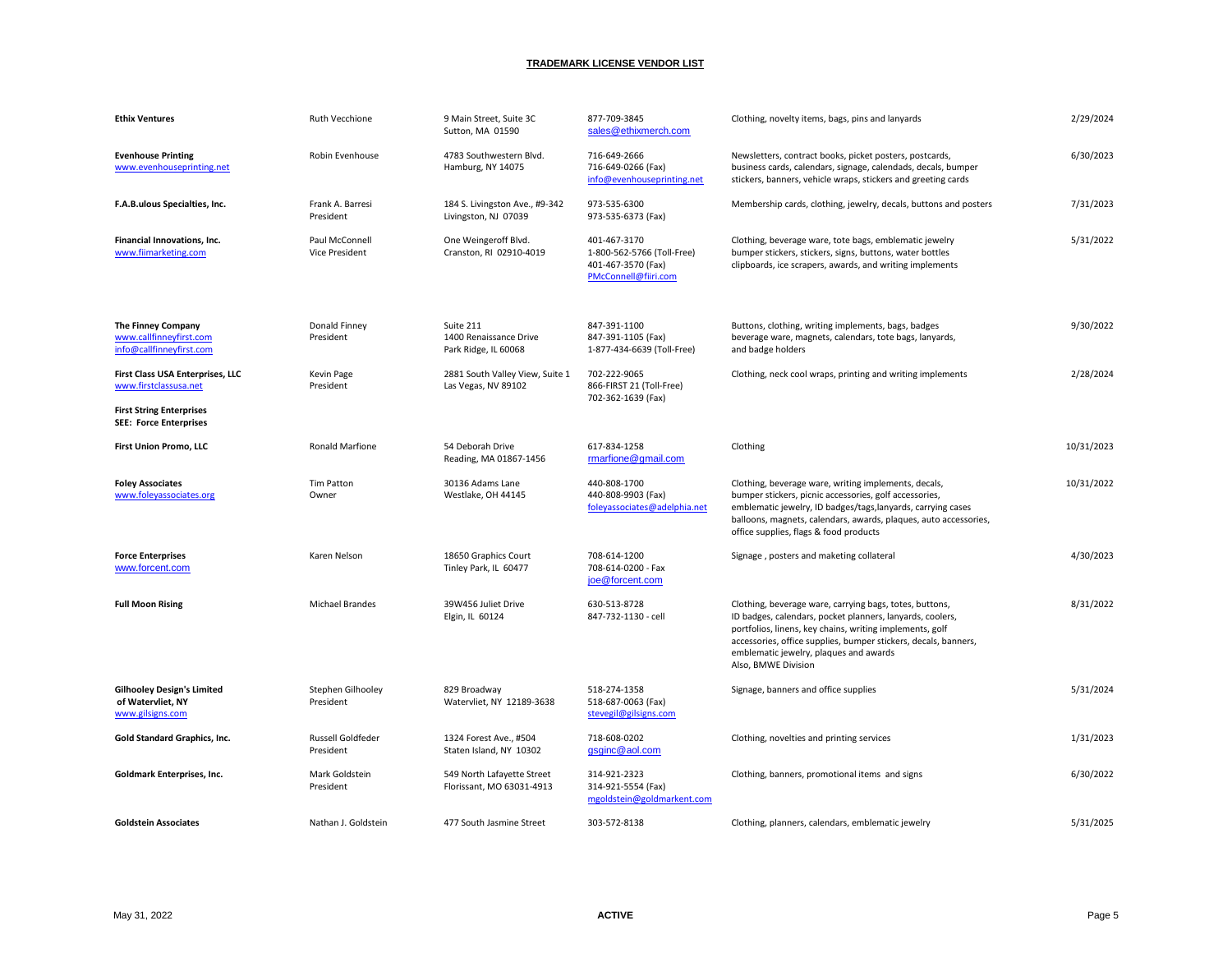## TRADEMARK LICENSE VENDOR LIST

| | | | | | |
|---|---|---|---|---|---|
| **Ethix Ventures** | Ruth Vecchione | 9 Main Street, Suite 3C<br>Sutton, MA 01590 | 877-709-3845<br>sales@ethixmerch.com | Clothing, novelty items, bags, pins and lanyards | 2/29/2024 |
| **Evenhouse Printing**<br>www.evenhouseprinting.net | Robin Evenhouse | 4783 Southwestern Blvd.<br>Hamburg, NY 14075 | 716-649-2666<br>716-649-0266 (Fax)<br>info@evenhouseprinting.net | Newsletters, contract books, picket posters, postcards, business cards, calendars, signage, calendads, decals, bumper stickers, banners, vehicle wraps, stickers and greeting cards | 6/30/2023 |
| **F.A.B.ulous Specialties, Inc.** | Frank A. Barresi<br>President | 184 S. Livingston Ave., #9-342<br>Livingston, NJ 07039 | 973-535-6300<br>973-535-6373 (Fax) | Membership cards, clothing, jewelry, decals, buttons and posters | 7/31/2023 |
| **Financial Innovations, Inc.**<br>www.fiimarketing.com | Paul McConnell<br>Vice President | One Weingeroff Blvd.<br>Cranston, RI 02910-4019 | 401-467-3170<br>1-800-562-5766 (Toll-Free)<br>401-467-3570 (Fax)<br>PMcConnell@fiiri.com | Clothing, beverage ware, tote bags, emblematic jewelry bumper stickers, stickers, signs, buttons, water bottles clipboards, ice scrapers, awards, and writing implements | 5/31/2022 |
| **The Finney Company**<br>www.callfinneyfirst.com<br>info@callfinneyfirst.com | Donald Finney<br>President | Suite 211<br>1400 Renaissance Drive<br>Park Ridge, IL 60068 | 847-391-1100<br>847-391-1105 (Fax)<br>1-877-434-6639 (Toll-Free) | Buttons, clothing, writing implements, bags, badges beverage ware, magnets, calendars, tote bags, lanyards, and badge holders | 9/30/2022 |
| **First Class USA Enterprises, LLC**<br>www.firstclassusa.net | Kevin Page<br>President | 2881 South Valley View, Suite 1<br>Las Vegas, NV 89102 | 702-222-9065<br>866-FIRST 21 (Toll-Free)<br>702-362-1639 (Fax) | Clothing, neck cool wraps, printing and writing implements | 2/28/2024 |
| **First String Enterprises**<br>**SEE: Force Enterprises** | | | | | |
| **First Union Promo, LLC** | Ronald Marfione | 54 Deborah Drive<br>Reading, MA 01867-1456 | 617-834-1258<br>rmarfione@gmail.com | Clothing | 10/31/2023 |
| **Foley Associates**<br>www.foleyassociates.org | Tim Patton<br>Owner | 30136 Adams Lane<br>Westlake, OH 44145 | 440-808-1700<br>440-808-9903 (Fax)<br>foleyassociates@adelphia.net | Clothing, beverage ware, writing implements, decals, bumper stickers, picnic accessories, golf accessories, emblematic jewelry, ID badges/tags,lanyards, carrying cases balloons, magnets, calendars, awards, plaques, auto accessories, office supplies, flags & food products | 10/31/2022 |
| **Force Enterprises**<br>www.forcent.com | Karen Nelson | 18650 Graphics Court<br>Tinley Park, IL 60477 | 708-614-1200<br>708-614-0200 - Fax<br>joe@forcent.com | Signage , posters and maketing collateral | 4/30/2023 |
| **Full Moon Rising** | Michael Brandes | 39W456 Juliet Drive<br>Elgin, IL 60124 | 630-513-8728<br>847-732-1130 - cell | Clothing, beverage ware, carrying bags, totes, buttons, ID badges, calendars, pocket planners, lanyards, coolers, portfolios, linens, key chains, writing implements, golf accessories, office supplies, bumper stickers, decals, banners, emblematic jewelry, plaques and awards<br>Also, BMWE Division | 8/31/2022 |
| **Gilhooley Design's Limited of Watervliet, NY**<br>www.gilsigns.com | Stephen Gilhooley<br>President | 829 Broadway<br>Watervliet, NY 12189-3638 | 518-274-1358<br>518-687-0063 (Fax)<br>stevegil@gilsigns.com | Signage, banners and office supplies | 5/31/2024 |
| **Gold Standard Graphics, Inc.** | Russell Goldfeder<br>President | 1324 Forest Ave., #504<br>Staten Island, NY 10302 | 718-608-0202<br>gsginc@aol.com | Clothing, novelties and printing services | 1/31/2023 |
| **Goldmark Enterprises, Inc.** | Mark Goldstein<br>President | 549 North Lafayette Street<br>Florissant, MO 63031-4913 | 314-921-2323<br>314-921-5554 (Fax)<br>mgoldstein@goldmarkent.com | Clothing, banners, promotional items and signs | 6/30/2022 |
| **Goldstein Associates** | Nathan J. Goldstein | 477 South Jasmine Street | 303-572-8138 | Clothing, planners, calendars, emblematic jewelry | 5/31/2025 |

May 31, 2022 ACTIVE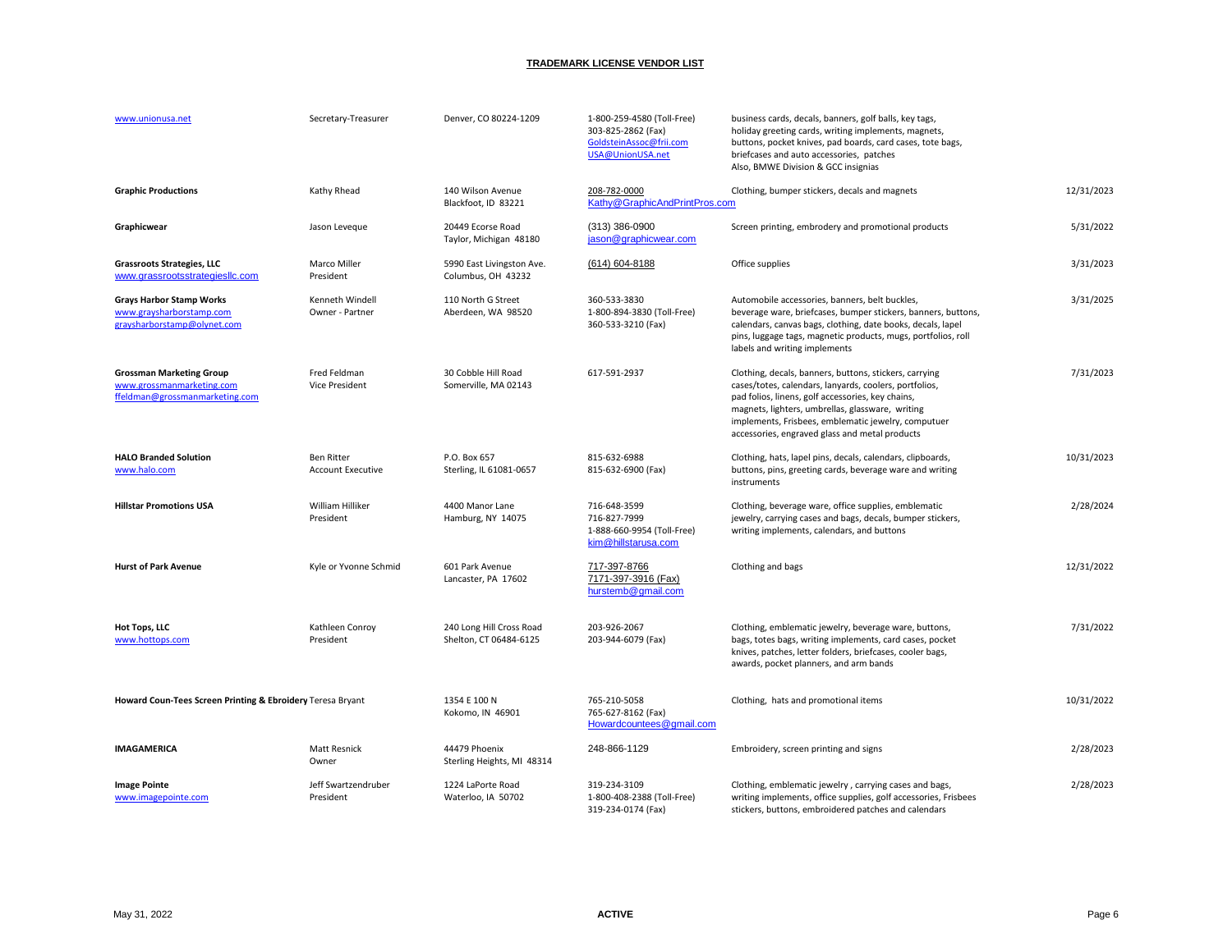**TRADEMARK LICENSE VENDOR LIST**

| | | | | | |
|---|---|---|---|---|---|
| www.unionusa.net | Secretary-Treasurer | Denver, CO 80224-1209 | 1-800-259-4580 (Toll-Free)<br>303-825-2862 (Fax)<br>GoldsteinAssoc@frii.com<br>USA@UnionUSA.net | business cards, decals, banners, golf balls, key tags, holiday greeting cards, writing implements, magnets, buttons, pocket knives, pad boards, card cases, tote bags, briefcases and auto accessories, patches<br>Also, BMWE Division & GCC insignias | |
| **Graphic Productions** | Kathy Rhead | 140 Wilson Avenue<br>Blackfoot, ID 83221 | 208-782-0000<br>Kathy@GraphicAndPrintPros.com | Clothing, bumper stickers, decals and magnets | 12/31/2023 |
| **Graphicwear** | Jason Leveque | 20449 Ecorse Road<br>Taylor, Michigan 48180 | (313) 386-0900<br>jason@graphicwear.com | Screen printing, embrodery and promotional products | 5/31/2022 |
| **Grassroots Strategies, LLC**<br>www.grassrootsstrategiesllc.com | Marco Miller<br>President | 5990 East Livingston Ave.<br>Columbus, OH 43232 | (614) 604-8188 | Office supplies | 3/31/2023 |
| **Grays Harbor Stamp Works**<br>www.graysharborstamp.com<br>graysharborstamp@olynet.com | Kenneth Windell<br>Owner - Partner | 110 North G Street<br>Aberdeen, WA 98520 | 360-533-3830<br>1-800-894-3830 (Toll-Free)<br>360-533-3210 (Fax) | Automobile accessories, banners, belt buckles, beverage ware, briefcases, bumper stickers, banners, buttons, calendars, canvas bags, clothing, date books, decals, lapel pins, luggage tags, magnetic products, mugs, portfolios, roll labels and writing implements | 3/31/2025 |
| **Grossman Marketing Group**<br>www.grossmanmarketing.com<br>ffeldman@grossmanmarketing.com | Fred Feldman<br>Vice President | 30 Cobble Hill Road<br>Somerville, MA 02143 | 617-591-2937 | Clothing, decals, banners, buttons, stickers, carrying cases/totes, calendars, lanyards, coolers, portfolios, pad folios, linens, golf accessories, key chains, magnets, lighters, umbrellas, glassware, writing implements, Frisbees, emblematic jewelry, computuer accessories, engraved glass and metal products | 7/31/2023 |
| **HALO Branded Solution**<br>www.halo.com | Ben Ritter<br>Account Executive | P.O. Box 657<br>Sterling, IL 61081-0657 | 815-632-6988<br>815-632-6900 (Fax) | Clothing, hats, lapel pins, decals, calendars, clipboards, buttons, pins, greeting cards, beverage ware and writing instruments | 10/31/2023 |
| **Hillstar Promotions USA** | William Hilliker<br>President | 4400 Manor Lane<br>Hamburg, NY 14075 | 716-648-3599<br>716-827-7999<br>1-888-660-9954 (Toll-Free)<br>kim@hillstarusa.com | Clothing, beverage ware, office supplies, emblematic jewelry, carrying cases and bags, decals, bumper stickers, writing implements, calendars, and buttons | 2/28/2024 |
| **Hurst of Park Avenue** | Kyle or Yvonne Schmid | 601 Park Avenue<br>Lancaster, PA 17602 | 717-397-8766<br>7171-397-3916 (Fax)<br>hurstemb@gmail.com | Clothing and bags | 12/31/2022 |
| **Hot Tops, LLC**<br>www.hottops.com | Kathleen Conroy<br>President | 240 Long Hill Cross Road<br>Shelton, CT 06484-6125 | 203-926-2067<br>203-944-6079 (Fax) | Clothing, emblematic jewelry, beverage ware, buttons, bags, totes bags, writing implements, card cases, pocket knives, patches, letter folders, briefcases, cooler bags, awards, pocket planners, and arm bands | 7/31/2022 |
| **Howard Coun-Tees Screen Printing & Ebroidery** | Teresa Bryant | 1354 E 100 N<br>Kokomo, IN 46901 | 765-210-5058<br>765-627-8162 (Fax)<br>Howardcountees@gmail.com | Clothing, hats and promotional items | 10/31/2022 |
| **IMAGAMERICA** | Matt Resnick<br>Owner | 44479 Phoenix<br>Sterling Heights, MI 48314 | 248-866-1129 | Embroidery, screen printing and signs | 2/28/2023 |
| **Image Pointe**<br>www.imagepointe.com | Jeff Swartzendruber<br>President | 1224 LaPorte Road<br>Waterloo, IA 50702 | 319-234-3109<br>1-800-408-2388 (Toll-Free)<br>319-234-0174 (Fax) | Clothing, emblematic jewelry , carrying cases and bags, writing implements, office supplies, golf accessories, Frisbees stickers, buttons, embroidered patches and calendars | 2/28/2023 |

May 31, 2022 **ACTIVE**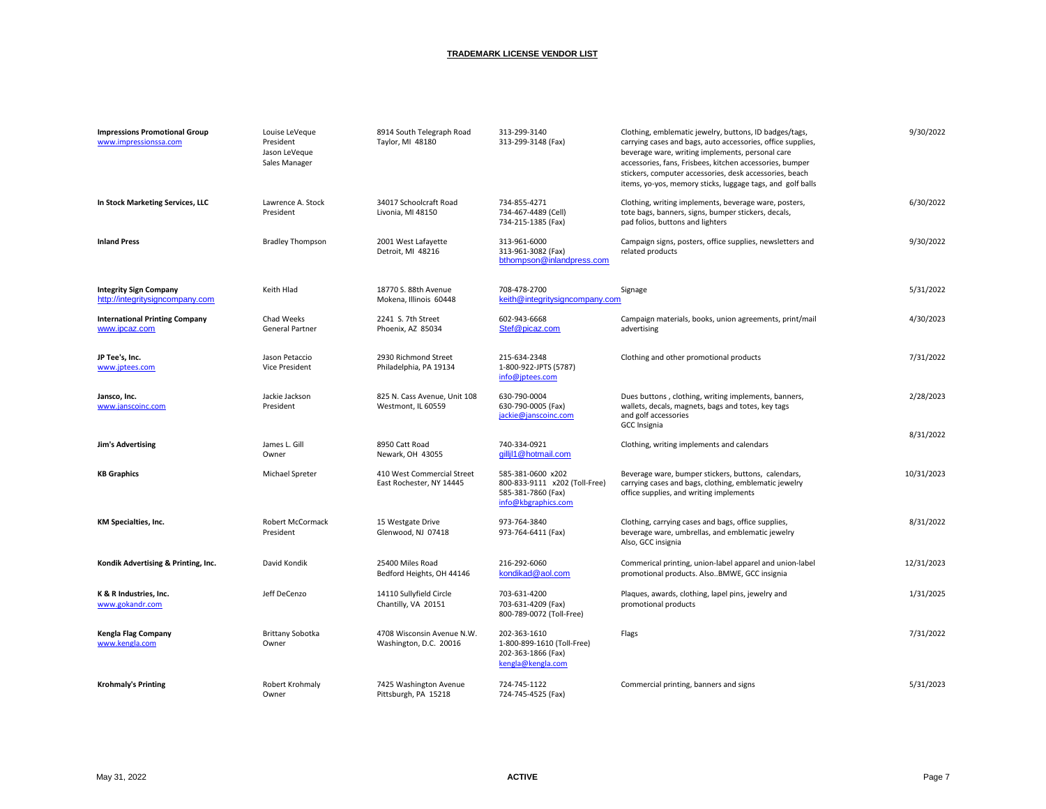## TRADEMARK LICENSE VENDOR LIST

| Vendor | Contact | Address | Phone / Email | Products | Expiration |
|---|---|---|---|---|---|
| **Impressions Promotional Group** www.impressionssa.com | Louise LeVeque President Jason LeVeque Sales Manager | 8914 South Telegraph Road Taylor, MI 48180 | 313-299-3140 313-299-3148 (Fax) | Clothing, emblematic jewelry, buttons, ID badges/tags, carrying cases and bags, auto accessories, office supplies, beverage ware, writing implements, personal care accessories, fans, Frisbees, kitchen accessories, bumper stickers, computer accessories, desk accessories, beach items, yo-yos, memory sticks, luggage tags, and golf balls | 9/30/2022 |
| **In Stock Marketing Services, LLC** | Lawrence A. Stock President | 34017 Schoolcraft Road Livonia, MI 48150 | 734-855-4271 734-467-4489 (Cell) 734-215-1385 (Fax) | Clothing, writing implements, beverage ware, posters, tote bags, banners, signs, bumper stickers, decals, pad folios, buttons and lighters | 6/30/2022 |
| **Inland Press** | Bradley Thompson | 2001 West Lafayette Detroit, MI 48216 | 313-961-6000 313-961-3082 (Fax) bthompson@inlandpress.com | Campaign signs, posters, office supplies, newsletters and related products | 9/30/2022 |
| **Integrity Sign Company** http://integritysigncompany.com | Keith Hlad | 18770 S. 88th Avenue Mokena, Illinois 60448 | 708-478-2700 keith@integritysigncompany.com | Signage | 5/31/2022 |
| **International Printing Company** www.ipcaz.com | Chad Weeks General Partner | 2241 S. 7th Street Phoenix, AZ 85034 | 602-943-6668 Stef@picaz.com | Campaign materials, books, union agreements, print/mail advertising | 4/30/2023 |
| **JP Tee's, Inc.** www.jptees.com | Jason Petaccio Vice President | 2930 Richmond Street Philadelphia, PA 19134 | 215-634-2348 1-800-922-JPTS (5787) info@jptees.com | Clothing and other promotional products | 7/31/2022 |
| **Jansco, Inc.** www.janscoinc.com | Jackie Jackson President | 825 N. Cass Avenue, Unit 108 Westmont, IL 60559 | 630-790-0004 630-790-0005 (Fax) jackie@janscoinc.com | Dues buttons , clothing, writing implements, banners, wallets, decals, magnets, bags and totes, key tags and golf accessories GCC Insignia | 2/28/2023 |
| **Jim's Advertising** | James L. Gill Owner | 8950 Catt Road Newark, OH 43055 | 740-334-0921 gilljl1@hotmail.com | Clothing, writing implements and calendars | 8/31/2022 |
| **KB Graphics** | Michael Spreter | 410 West Commercial Street East Rochester, NY 14445 | 585-381-0600 x202 800-833-9111 x202 (Toll-Free) 585-381-7860 (Fax) info@kbgraphics.com | Beverage ware, bumper stickers, buttons, calendars, carrying cases and bags, clothing, emblematic jewelry office supplies, and writing implements | 10/31/2023 |
| **KM Specialties, Inc.** | Robert McCormack President | 15 Westgate Drive Glenwood, NJ 07418 | 973-764-3840 973-764-6411 (Fax) | Clothing, carrying cases and bags, office supplies, beverage ware, umbrellas, and emblematic jewelry Also, GCC insignia | 8/31/2022 |
| **Kondik Advertising & Printing, Inc.** | David Kondik | 25400 Miles Road Bedford Heights, OH 44146 | 216-292-6060 kondikad@aol.com | Commerical printing, union-label apparel and union-label promotional products. Also..BMWE, GCC insignia | 12/31/2023 |
| **K & R Industries, Inc.** www.gokandr.com | Jeff DeCenzo | 14110 Sullyfield Circle Chantilly, VA 20151 | 703-631-4200 703-631-4209 (Fax) 800-789-0072 (Toll-Free) | Plaques, awards, clothing, lapel pins, jewelry and promotional products | 1/31/2025 |
| **Kengla Flag Company** www.kengla.com | Brittany Sobotka Owner | 4708 Wisconsin Avenue N.W. Washington, D.C. 20016 | 202-363-1610 1-800-899-1610 (Toll-Free) 202-363-1866 (Fax) kengla@kengla.com | Flags | 7/31/2022 |
| **Krohmaly's Printing** | Robert Krohmaly Owner | 7425 Washington Avenue Pittsburgh, PA 15218 | 724-745-1122 724-745-4525 (Fax) | Commercial printing, banners and signs | 5/31/2023 |

May 31, 2022 **ACTIVE**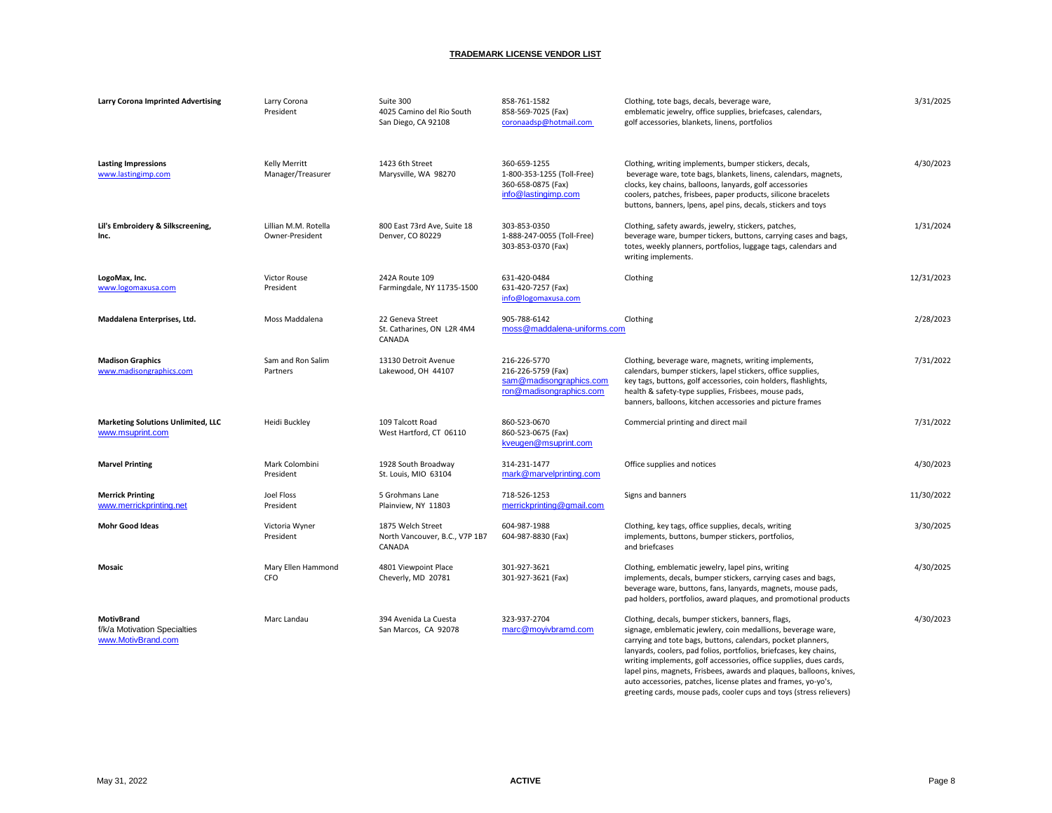**TRADEMARK LICENSE VENDOR LIST**

| Vendor | Contact | Address | Phone/Email | Products | Expiration |
|---|---|---|---|---|---|
| **Larry Corona Imprinted Advertising** | Larry Corona<br>President | Suite 300<br>4025 Camino del Rio South<br>San Diego, CA 92108 | 858-761-1582<br>858-569-7025 (Fax)<br>coronaadsp@hotmail.com | Clothing, tote bags, decals, beverage ware, emblematic jewelry, office supplies, briefcases, calendars, golf accessories, blankets, linens, portfolios | 3/31/2025 |
| **Lasting Impressions**<br>www.lastingimp.com | Kelly Merritt<br>Manager/Treasurer | 1423 6th Street<br>Marysville, WA 98270 | 360-659-1255<br>1-800-353-1255 (Toll-Free)<br>360-658-0875 (Fax)<br>info@lastingimp.com | Clothing, writing implements, bumper stickers, decals, beverage ware, tote bags, blankets, linens, calendars, magnets, clocks, key chains, balloons, lanyards, golf accessories coolers, patches, frisbees, paper products, silicone bracelets buttons, banners, lpens, apel pins, decals, stickers and toys | 4/30/2023 |
| **Lil's Embroidery & Silkscreening, Inc.** | Lillian M.M. Rotella<br>Owner-President | 800 East 73rd Ave, Suite 18<br>Denver, CO 80229 | 303-853-0350<br>1-888-247-0055 (Toll-Free)<br>303-853-0370 (Fax) | Clothing, safety awards, jewelry, stickers, patches, beverage ware, bumper tickers, buttons, carrying cases and bags, totes, weekly planners, portfolios, luggage tags, calendars and writing implements. | 1/31/2024 |
| **LogoMax, Inc.**<br>www.logomaxusa.com | Victor Rouse<br>President | 242A Route 109<br>Farmingdale, NY 11735-1500 | 631-420-0484<br>631-420-7257 (Fax)<br>info@logomaxusa.com | Clothing | 12/31/2023 |
| **Maddalena Enterprises, Ltd.** | Moss Maddalena | 22 Geneva Street<br>St. Catharines, ON L2R 4M4<br>CANADA | 905-788-6142<br>moss@maddalena-uniforms.com | Clothing | 2/28/2023 |
| **Madison Graphics**<br>www.madisongraphics.com | Sam and Ron Salim<br>Partners | 13130 Detroit Avenue<br>Lakewood, OH 44107 | 216-226-5770<br>216-226-5759 (Fax)<br>sam@madisongraphics.com<br>ron@madisongraphics.com | Clothing, beverage ware, magnets, writing implements, calendars, bumper stickers, lapel stickers, office supplies, key tags, buttons, golf accessories, coin holders, flashlights, health & safety-type supplies, Frisbees, mouse pads, banners, balloons, kitchen accessories and picture frames | 7/31/2022 |
| **Marketing Solutions Unlimited, LLC**<br>www.msuprint.com | Heidi Buckley | 109 Talcott Road<br>West Hartford, CT 06110 | 860-523-0670<br>860-523-0675 (Fax)<br>kveugen@msuprint.com | Commercial printing and direct mail | 7/31/2022 |
| **Marvel Printing** | Mark Colombini<br>President | 1928 South Broadway<br>St. Louis, MIO 63104 | 314-231-1477<br>mark@marvelprinting.com | Office supplies and notices | 4/30/2023 |
| **Merrick Printing**<br>www.merrickprinting.net | Joel Floss<br>President | 5 Grohmans Lane<br>Plainview, NY 11803 | 718-526-1253<br>merrickprinting@gmail.com | Signs and banners | 11/30/2022 |
| **Mohr Good Ideas** | Victoria Wyner<br>President | 1875 Welch Street<br>North Vancouver, B.C., V7P 1B7<br>CANADA | 604-987-1988<br>604-987-8830 (Fax) | Clothing, key tags, office supplies, decals, writing implements, buttons, bumper stickers, portfolios, and briefcases | 3/30/2025 |
| **Mosaic** | Mary Ellen Hammond<br>CFO | 4801 Viewpoint Place<br>Cheverly, MD 20781 | 301-927-3621<br>301-927-3621 (Fax) | Clothing, emblematic jewelry, lapel pins, writing implements, decals, bumper stickers, carrying cases and bags, beverage ware, buttons, fans, lanyards, magnets, mouse pads, pad holders, portfolios, award plaques, and promotional products | 4/30/2025 |
| **MotivBrand**<br>f/k/a Motivation Specialties<br>www.MotivBrand.com | Marc Landau | 394 Avenida La Cuesta<br>San Marcos, CA 92078 | 323-937-2704<br>marc@moyivbramd.com | Clothing, decals, bumper stickers, banners, flags, signage, emblematic jewlery, coin medallions, beverage ware, carrying and tote bags, buttons, calendars, pocket planners, lanyards, coolers, pad folios, portfolios, briefcases, key chains, writing implements, golf accessories, office supplies, dues cards, lapel pins, magnets, Frisbees, awards and plaques, balloons, knives, auto accessories, patches, license plates and frames, yo-yo's, greeting cards, mouse pads, cooler cups and toys (stress relievers) | 4/30/2023 |

May 31, 2022 — ACTIVE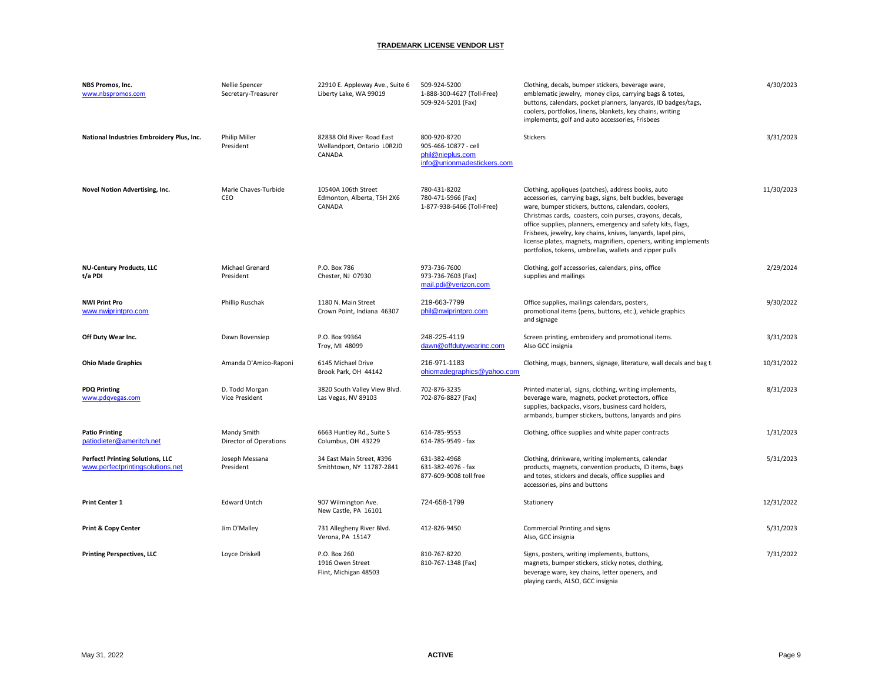# TRADEMARK LICENSE VENDOR LIST

| Company | Contact | Address | Phone | Products | Expiration |
|---|---|---|---|---|---|
| **NBS Promos, Inc.**<br>www.nbspromos.com | Nellie Spencer<br>Secretary-Treasurer | 22910 E. Appleway Ave., Suite 6<br>Liberty Lake, WA 99019 | 509-924-5200<br>1-888-300-4627 (Toll-Free)<br>509-924-5201 (Fax) | Clothing, decals, bumper stickers, beverage ware, emblematic jewelry, money clips, carrying bags & totes, buttons, calendars, pocket planners, lanyards, ID badges/tags, coolers, portfolios, linens, blankets, key chains, writing implements, golf and auto accessories, Frisbees | 4/30/2023 |
| **National Industries Embroidery Plus, Inc.** | Philip Miller<br>President | 82838 Old River Road East<br>Wellandport, Ontario L0R2J0<br>CANADA | 800-920-8720<br>905-466-10877 - cell<br>phil@nieplus.com<br>info@unionmadestickers.com | Stickers | 3/31/2023 |
| **Novel Notion Advertising, Inc.** | Marie Chaves-Turbide<br>CEO | 10540A 106th Street<br>Edmonton, Alberta, T5H 2X6<br>CANADA | 780-431-8202<br>780-471-5966 (Fax)<br>1-877-938-6466 (Toll-Free) | Clothing, appliques (patches), address books, auto accessories, carrying bags, signs, belt buckles, beverage ware, bumper stickers, buttons, calendars, coolers, Christmas cards, coasters, coin purses, crayons, decals, office supplies, planners, emergency and safety kits, flags, Frisbees, jewelry, key chains, knives, lanyards, lapel pins, license plates, magnets, magnifiers, openers, writing implements portfolios, tokens, umbrellas, wallets and zipper pulls | 11/30/2023 |
| **NU-Century Products, LLC t/a PDI** | Michael Grenard<br>President | P.O. Box 786<br>Chester, NJ 07930 | 973-736-7600<br>973-736-7603 (Fax)<br>mail.pdi@verizon.com | Clothing, golf accessories, calendars, pins, office supplies and mailings | 2/29/2024 |
| **NWI Print Pro**<br>www.nwiprintpro.com | Phillip Ruschak | 1180 N. Main Street<br>Crown Point, Indiana 46307 | 219-663-7799<br>phil@nwiprintpro.com | Office supplies, mailings calendars, posters, promotional items (pens, buttons, etc.), vehicle graphics and signage | 9/30/2022 |
| **Off Duty Wear Inc.** | Dawn Bovensiep | P.O. Box 99364<br>Troy, MI 48099 | 248-225-4119<br>dawn@offdutywearinc.com | Screen printing, embroidery and promotional items.<br>Also GCC insignia | 3/31/2023 |
| **Ohio Made Graphics** | Amanda D'Amico-Raponi | 6145 Michael Drive<br>Brook Park, OH 44142 | 216-971-1183<br>ohiomadegraphics@yahoo.com | Clothing, mugs, banners, signage, literature, wall decals and bag t | 10/31/2022 |
| **PDQ Printing**<br>www.pdqvegas.com | D. Todd Morgan<br>Vice President | 3820 South Valley View Blvd.<br>Las Vegas, NV 89103 | 702-876-3235<br>702-876-8827 (Fax) | Printed material, signs, clothing, writing implements, beverage ware, magnets, pocket protectors, office supplies, backpacks, visors, business card holders, armbands, bumper stickers, buttons, lanyards and pins | 8/31/2023 |
| **Patio Printing**<br>patiodieter@ameritch.net | Mandy Smith<br>Director of Operations | 6663 Huntley Rd., Suite S<br>Columbus, OH 43229 | 614-785-9553<br>614-785-9549 - fax | Clothing, office supplies and white paper contracts | 1/31/2023 |
| **Perfect! Printing Solutions, LLC**<br>www.perfectprintingsolutions.net | Joseph Messana<br>President | 34 East Main Street, #396<br>Smithtown, NY 11787-2841 | 631-382-4968<br>631-382-4976 - fax<br>877-609-9008 toll free | Clothing, drinkware, writing implements, calendar products, magnets, convention products, ID items, bags and totes, stickers and decals, office supplies and accessories, pins and buttons | 5/31/2023 |
| **Print Center 1** | Edward Untch | 907 Wilmington Ave.<br>New Castle, PA 16101 | 724-658-1799 | Stationery | 12/31/2022 |
| **Print & Copy Center** | Jim O'Malley | 731 Allegheny River Blvd.<br>Verona, PA 15147 | 412-826-9450 | Commercial Printing and signs<br>Also, GCC insignia | 5/31/2023 |
| **Printing Perspectives, LLC** | Loyce Driskell | P.O. Box 260<br>1916 Owen Street<br>Flint, Michigan 48503 | 810-767-8220<br>810-767-1348 (Fax) | Signs, posters, writing implements, buttons, magnets, bumper stickers, sticky notes, clothing, beverage ware, key chains, letter openers, and playing cards, ALSO, GCC insignia | 7/31/2022 |

May 31, 2022 — ACTIVE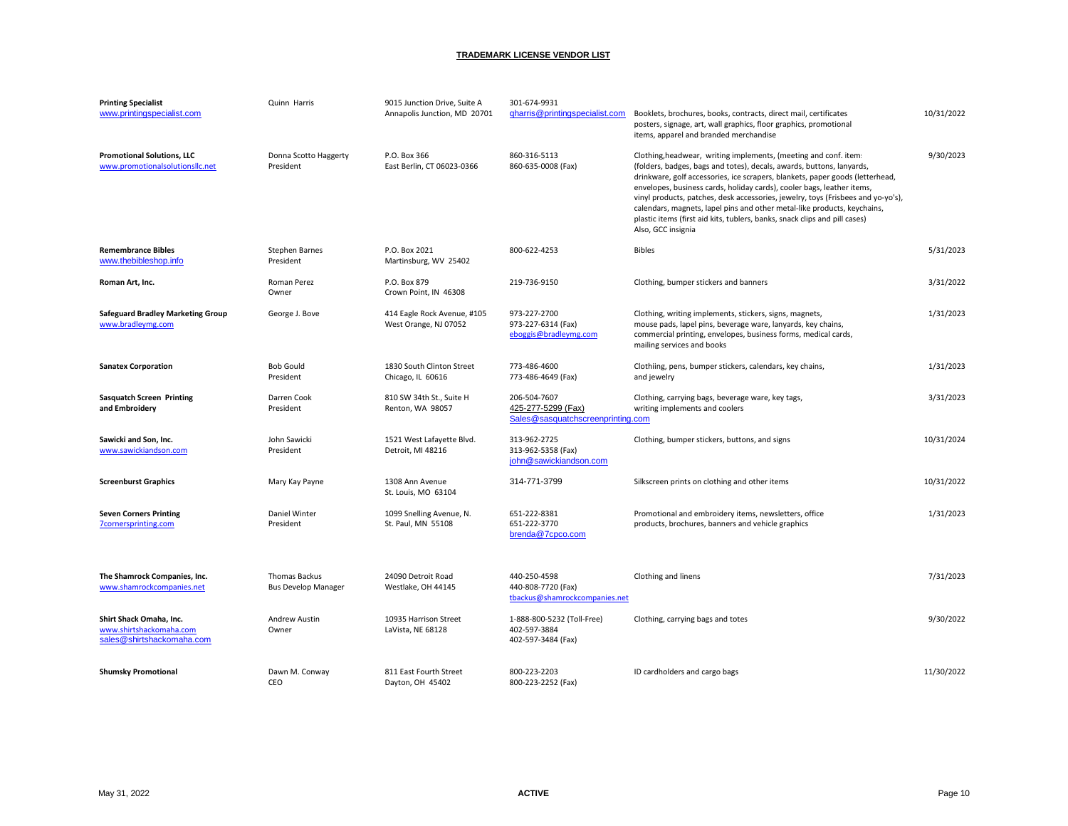**TRADEMARK LICENSE VENDOR LIST**

| Vendor | Contact | Address | Phone / Email | Products | Expiration |
|---|---|---|---|---|---|
| **Printing Specialist** www.printingspecialist.com | Quinn Harris | 9015 Junction Drive, Suite A Annapolis Junction, MD 20701 | 301-674-9931 qharris@printingspecialist.com | Booklets, brochures, books, contracts, direct mail, certificates posters, signage, art, wall graphics, floor graphics, promotional items, apparel and branded merchandise | 10/31/2022 |
| **Promotional Solutions, LLC** www.promotionalsolutionsllc.net | Donna Scotto Haggerty President | P.O. Box 366 East Berlin, CT 06023-0366 | 860-316-5113 860-635-0008 (Fax) | Clothing,headwear, writing implements, (meeting and conf. item: (folders, badges, bags and totes), decals, awards, buttons, lanyards, drinkware, golf accessories, ice scrapers, blankets, paper goods (letterhead, envelopes, business cards, holiday cards), cooler bags, leather items, vinyl products, patches, desk accessories, jewelry, toys (Frisbees and yo-yo's), calendars, magnets, lapel pins and other metal-like products, keychains, plastic items (first aid kits, tublers, banks, snack clips and pill cases) Also, GCC insignia | 9/30/2023 |
| **Remembrance Bibles** www.thebibleshop.info | Stephen Barnes President | P.O. Box 2021 Martinsburg, WV 25402 | 800-622-4253 | Bibles | 5/31/2023 |
| **Roman Art, Inc.** | Roman Perez Owner | P.O. Box 879 Crown Point, IN 46308 | 219-736-9150 | Clothing, bumper stickers and banners | 3/31/2022 |
| **Safeguard Bradley Marketing Group** www.bradleymg.com | George J. Bove | 414 Eagle Rock Avenue, #105 West Orange, NJ 07052 | 973-227-2700 973-227-6314 (Fax) eboggis@bradleymg.com | Clothing, writing implements, stickers, signs, magnets, mouse pads, lapel pins, beverage ware, lanyards, key chains, commercial printing, envelopes, business forms, medical cards, mailing services and books | 1/31/2023 |
| **Sanatex Corporation** | Bob Gould President | 1830 South Clinton Street Chicago, IL 60616 | 773-486-4600 773-486-4649 (Fax) | Clothiing, pens, bumper stickers, calendars, key chains, and jewelry | 1/31/2023 |
| **Sasquatch Screen Printing and Embroidery** | Darren Cook President | 810 SW 34th St., Suite H Renton, WA 98057 | 206-504-7607 425-277-5299 (Fax) Sales@sasquatchscreenprinting.com | Clothing, carrying bags, beverage ware, key tags, writing implements and coolers | 3/31/2023 |
| **Sawicki and Son, Inc.** www.sawickiandson.com | John Sawicki President | 1521 West Lafayette Blvd. Detroit, MI 48216 | 313-962-2725 313-962-5358 (Fax) john@sawickiandson.com | Clothing, bumper stickers, buttons, and signs | 10/31/2024 |
| **Screenburst Graphics** | Mary Kay Payne | 1308 Ann Avenue St. Louis, MO 63104 | 314-771-3799 | Silkscreen prints on clothing and other items | 10/31/2022 |
| **Seven Corners Printing** 7cornersprinting.com | Daniel Winter President | 1099 Snelling Avenue, N. St. Paul, MN 55108 | 651-222-8381 651-222-3770 brenda@7cpco.com | Promotional and embroidery items, newsletters, office products, brochures, banners and vehicle graphics | 1/31/2023 |
| **The Shamrock Companies, Inc.** www.shamrockcompanies.net | Thomas Backus Bus Develop Manager | 24090 Detroit Road Westlake, OH 44145 | 440-250-4598 440-808-7720 (Fax) tbackus@shamrockcompanies.net | Clothing and linens | 7/31/2023 |
| **Shirt Shack Omaha, Inc.** www.shirtshackomaha.com sales@shirtshackomaha.com | Andrew Austin Owner | 10935 Harrison Street LaVista, NE 68128 | 1-888-800-5232 (Toll-Free) 402-597-3884 402-597-3484 (Fax) | Clothing, carrying bags and totes | 9/30/2022 |
| **Shumsky Promotional** | Dawn M. Conway CEO | 811 East Fourth Street Dayton, OH 45402 | 800-223-2203 800-223-2252 (Fax) | ID cardholders and cargo bags | 11/30/2022 |

May 31, 2022 **ACTIVE**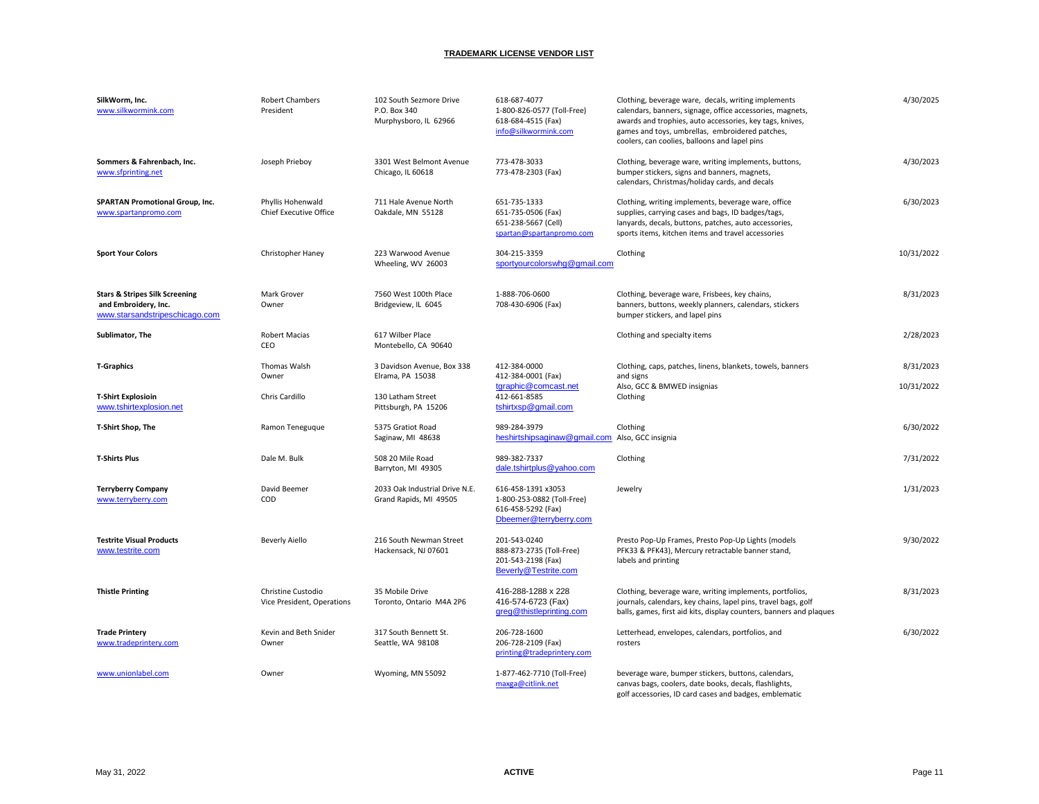## TRADEMARK LICENSE VENDOR LIST

| Vendor | Contact | Address | Phone / Email | Products | Expiration |
|---|---|---|---|---|---|
| **SilkWorm, Inc.**<br>www.silkwormink.com | Robert Chambers<br>President | 102 South Sezmore Drive<br>P.O. Box 340<br>Murphysboro, IL 62966 | 618-687-4077<br>1-800-826-0577 (Toll-Free)<br>618-684-4515 (Fax)<br>info@silkwormink.com | Clothing, beverage ware, decals, writing implements calendars, banners, signage, office accessories, magnets, awards and trophies, auto accessories, key tags, knives, games and toys, umbrellas, embroidered patches, coolers, can coolies, balloons and lapel pins | 4/30/2025 |
| **Sommers & Fahrenbach, Inc.**<br>www.sfprinting.net | Joseph Prieboy | 3301 West Belmont Avenue<br>Chicago, IL 60618 | 773-478-3033<br>773-478-2303 (Fax) | Clothing, beverage ware, writing implements, buttons, bumper stickers, signs and banners, magnets, calendars, Christmas/holiday cards, and decals | 4/30/2023 |
| **SPARTAN Promotional Group, Inc.**<br>www.spartanpromo.com | Phyllis Hohenwald<br>Chief Executive Office | 711 Hale Avenue North<br>Oakdale, MN 55128 | 651-735-1333<br>651-735-0506 (Fax)<br>651-238-5667 (Cell)<br>spartan@spartanpromo.com | Clothing, writing implements, beverage ware, office supplies, carrying cases and bags, ID badges/tags, lanyards, decals, buttons, patches, auto accessories, sports items, kitchen items and travel accessories | 6/30/2023 |
| **Sport Your Colors** | Christopher Haney | 223 Warwood Avenue<br>Wheeling, WV 26003 | 304-215-3359<br>sportyourcolorswhg@gmail.com | Clothing | 10/31/2022 |
| **Stars & Stripes Silk Screening and Embroidery, Inc.**<br>www.starsandstripeschicago.com | Mark Grover<br>Owner | 7560 West 100th Place<br>Bridgeview, IL 6045 | 1-888-706-0600<br>708-430-6906 (Fax) | Clothing, beverage ware, Frisbees, key chains, banners, buttons, weekly planners, calendars, stickers bumper stickers, and lapel pins | 8/31/2023 |
| **Sublimator, The** | Robert Macias<br>CEO | 617 Wilber Place<br>Montebello, CA 90640 | | Clothing and specialty items | 2/28/2023 |
| **T-Graphics** | Thomas Walsh<br>Owner | 3 Davidson Avenue, Box 338<br>Elrama, PA 15038 | 412-384-0000<br>412-384-0001 (Fax)<br>tgraphic@comcast.net | Clothing, caps, patches, linens, blankets, towels, banners and signs<br>Also, GCC & BMWED insignias | 8/31/2023 |
| **T-Shirt Explosioin**<br>www.tshirtexplosion.net | Chris Cardillo | 130 Latham Street<br>Pittsburgh, PA 15206 | 412-661-8585<br>tshirtxsp@gmail.com | Clothing | 10/31/2022 |
| **T-Shirt Shop, The** | Ramon Teneguque | 5375 Gratiot Road<br>Saginaw, MI 48638 | 989-284-3979<br>heshirtshipsaginaw@gmail.com | Clothing<br>Also, GCC insignia | 6/30/2022 |
| **T-Shirts Plus** | Dale M. Bulk | 508 20 Mile Road<br>Barryton, MI 49305 | 989-382-7337<br>dale.tshirtplus@yahoo.com | Clothing | 7/31/2022 |
| **Terryberry Company**<br>www.terryberry.com | David Beemer<br>COD | 2033 Oak Industrial Drive N.E.<br>Grand Rapids, MI 49505 | 616-458-1391 x3053<br>1-800-253-0882 (Toll-Free)<br>616-458-5292 (Fax)<br>Dbeemer@terryberry.com | Jewelry | 1/31/2023 |
| **Testrite Visual Products**<br>www.testrite.com | Beverly Aiello | 216 South Newman Street<br>Hackensack, NJ 07601 | 201-543-0240<br>888-873-2735 (Toll-Free)<br>201-543-2198 (Fax)<br>Beverly@Testrite.com | Presto Pop-Up Frames, Presto Pop-Up Lights (models PFK33 & PFK43), Mercury retractable banner stand, labels and printing | 9/30/2022 |
| **Thistle Printing** | Christine Custodio<br>Vice President, Operations | 35 Mobile Drive<br>Toronto, Ontario M4A 2P6 | 416-288-1288 x 228<br>416-574-6723 (Fax)<br>greg@thistleprinting.com | Clothing, beverage ware, writing implements, portfolios, journals, calendars, key chains, lapel pins, travel bags, golf balls, games, first aid kits, display counters, banners and plaques | 8/31/2023 |
| **Trade Printery**<br>www.tradeprintery.com | Kevin and Beth Snider<br>Owner | 317 South Bennett St.<br>Seattle, WA 98108 | 206-728-1600<br>206-728-2109 (Fax)<br>printing@tradeprintery.com | Letterhead, envelopes, calendars, portfolios, and rosters | 6/30/2022 |
| www.unionlabel.com | Owner | Wyoming, MN 55092 | 1-877-462-7710 (Toll-Free)<br>maxga@citlink.net | beverage ware, bumper stickers, buttons, calendars, canvas bags, coolers, date books, decals, flashlights, golf accessories, ID card cases and badges, emblematic | |

May 31, 2022 ACTIVE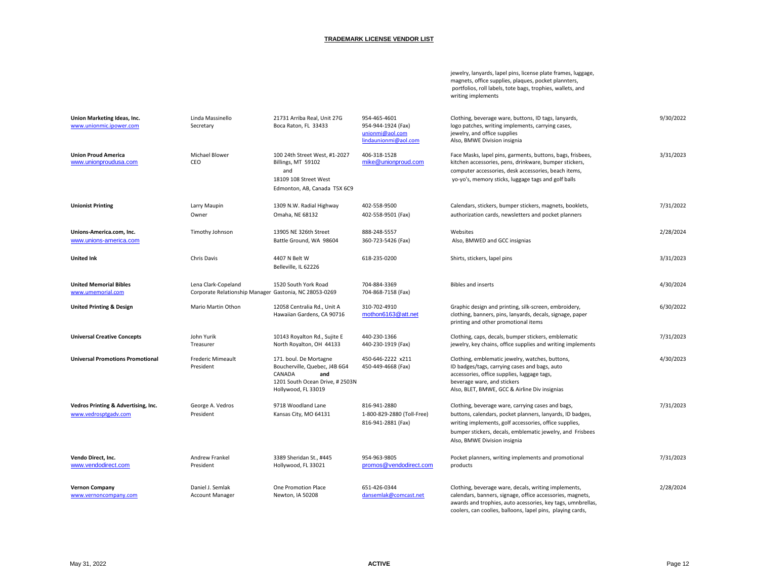## TRADEMARK LICENSE VENDOR LIST

| Vendor | Contact | Address | Phone / Email | Products | Expiration |
|---|---|---|---|---|---|
| | | | | jewelry, lanyards, lapel pins, license plate frames, luggage, magnets, office supplies, plaques, pocket plannters, portfolios, roll labels, tote bags, trophies, wallets, and writing implements | |
| **Union Marketing Ideas, Inc.** www.unionmic.ipower.com | Linda Massinello Secretary | 21731 Arriba Real, Unit 27G Boca Raton, FL 33433 | 954-465-4601 954-944-1924 (Fax) unionmi@aol.com lindaunionmi@aol.com | Clothing, beverage ware, buttons, ID tags, lanyards, logo patches, writing implements, carrying cases, jewelry, and office supplies Also, BMWE Division insignia | 9/30/2022 |
| **Union Proud America** www.unionproudusa.com | Michael Blower CEO | 100 24th Street West, #1-2027 Billings, MT 59102 and 18109 108 Street West Edmonton, AB, Canada T5X 6C9 | 406-318-1528 mike@unionproud.com | Face Masks, lapel pins, garments, buttons, bags, frisbees, kitchen accessories, pens, drinkware, bumper stickers, computer accessories, desk accessories, beach items, yo-yo's, memory sticks, luggage tags and golf balls | 3/31/2023 |
| **Unionist Printing** | Larry Maupin Owner | 1309 N.W. Radial Highway Omaha, NE 68132 | 402-558-9500 402-558-9501 (Fax) | Calendars, stickers, bumper stickers, magnets, booklets, authorization cards, newsletters and pocket planners | 7/31/2022 |
| **Unions-America.com, Inc.** www.unions-america.com | Timothy Johnson | 13905 NE 326th Street Battle Ground, WA 98604 | 888-248-5557 360-723-5426 (Fax) | Websites Also, BMWED and GCC insignias | 2/28/2024 |
| **United Ink** | Chris Davis | 4407 N Belt W Belleville, IL 62226 | 618-235-0200 | Shirts, stickers, lapel pins | 3/31/2023 |
| **United Memorial Bibles** www.umemorial.com | Lena Clark-Copeland Corporate Relationship Manager | 1520 South York Road Gastonia, NC 28053-0269 | 704-884-3369 704-868-7158 (Fax) | Bibles and inserts | 4/30/2024 |
| **United Printing & Design** | Mario Martin Othon | 12058 Centralia Rd., Unit A Hawaiian Gardens, CA 90716 | 310-702-4910 mothon6163@att.net | Graphic design and printing, silk-screen, embroidery, clothing, banners, pins, lanyards, decals, signage, paper printing and other promotional items | 6/30/2022 |
| **Universal Creative Concepts** | John Yurik Treasurer | 10143 Royalton Rd., Sujite E North Royalton, OH 44133 | 440-230-1366 440-230-1919 (Fax) | Clothing, caps, decals, bumper stickers, emblematic jewelry, key chains, office supplies and writing implements | 7/31/2023 |
| **Universal Promotions Promotional** | Frederic Mimeault President | 171. boul. De Mortagne Boucherville, Quebec, J4B 6G4 CANADA **and** 1201 South Ocean Drive, # 2503N Hollywood, FL 33019 | 450-646-2222 x211 450-449-4668 (Fax) | Clothing, emblematic jewelry, watches, buttons, ID badges/tags, carrying cases and bags, auto accessories, office supplies, luggage tags, beverage ware, and stickers Also, BLET, BMWE, GCC & Airline Div insignias | 4/30/2023 |
| **Vedros Printing & Advertising, Inc.** www.vedrosptgadv.com | George A. Vedros President | 9718 Woodland Lane Kansas City, MO 64131 | 816-941-2880 1-800-829-2880 (Toll-Free) 816-941-2881 (Fax) | Clothing, beverage ware, carrying cases and bags, buttons, calendars, pocket planners, lanyards, ID badges, writing implements, golf accessories, office supplies, bumper stickers, decals, emblematic jewelry, and Frisbees Also, BMWE Division insignia | 7/31/2023 |
| **Vendo Direct, Inc.** www.vendodirect.com | Andrew Frankel President | 3389 Sheridan St., #445 Hollywood, FL 33021 | 954-963-9805 promos@vendodirect.com | Pocket planners, writing implements and promotional products | 7/31/2023 |
| **Vernon Company** www.vernoncompany.com | Daniel J. Semlak Account Manager | One Promotion Place Newton, IA 50208 | 651-426-0344 dansemlak@comcast.net | Clothing, beverage ware, decals, writing implements, calendars, banners, signage, office accessories, magnets, awards and trophies, auto acessories, key tags, umnbrellas, coolers, can coolies, balloons, lapel pins, playing cards, | 2/28/2024 |

May 31, 2022 **ACTIVE**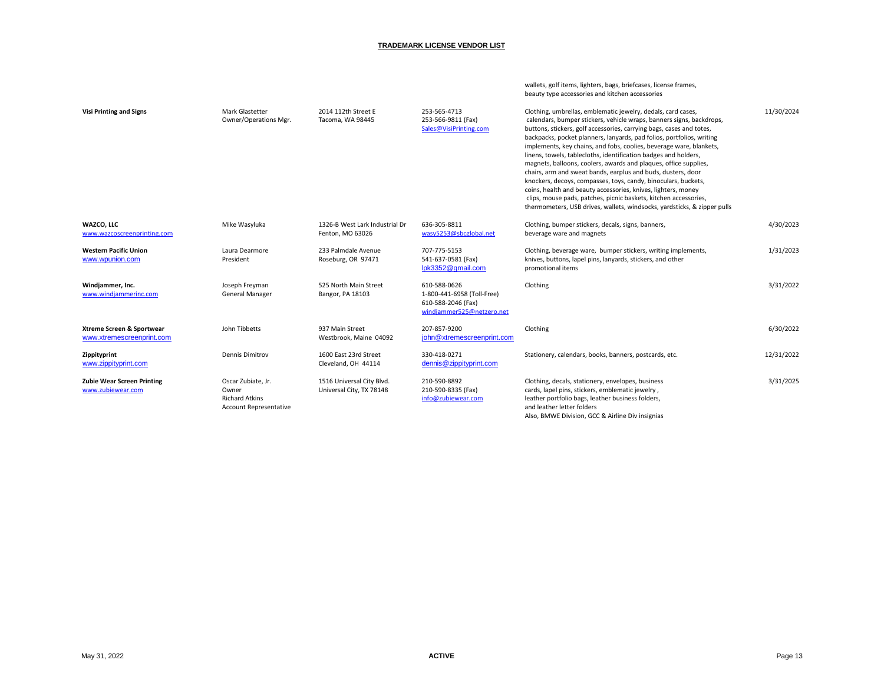## TRADEMARK LICENSE VENDOR LIST

| | | | | | |
|---|---|---|---|---|---|
| | | | | wallets, golf items, lighters, bags, briefcases, license frames, beauty type accessories and kitchen accessories | |
| **Visi Printing and Signs** | Mark Glastetter<br>Owner/Operations Mgr. | 2014 112th Street E<br>Tacoma, WA 98445 | 253-565-4713<br>253-566-9811 (Fax)<br>Sales@VisiPrinting.com | Clothing, umbrellas, emblematic jewelry, dedals, card cases, calendars, bumper stickers, vehicle wraps, banners signs, backdrops, buttons, stickers, golf accessories, carrying bags, cases and totes, backpacks, pocket planners, lanyards, pad folios, portfolios, writing implements, key chains, and fobs, coolies, beverage ware, blankets, linens, towels, tablecloths, identification badges and holders, magnets, balloons, coolers, awards and plaques, office supplies, chairs, arm and sweat bands, earplus and buds, dusters, door knockers, decoys, compasses, toys, candy, binoculars, buckets, coins, health and beauty accessories, knives, lighters, money clips, mouse pads, patches, picnic baskets, kitchen accessories, thermometers, USB drives, wallets, windsocks, yardsticks, & zipper pulls | 11/30/2024 |
| **WAZCO, LLC**<br>www.wazcoscreenprinting.com | Mike Wasyluka | 1326-B West Lark Industrial Dr<br>Fenton, MO 63026 | 636-305-8811<br>wasy5253@sbcglobal.net | Clothing, bumper stickers, decals, signs, banners, beverage ware and magnets | 4/30/2023 |
| **Western Pacific Union**<br>www.wpunion.com | Laura Dearmore<br>President | 233 Palmdale Avenue<br>Roseburg, OR 97471 | 707-775-5153<br>541-637-0581 (Fax)<br>lpk3352@gmail.com | Clothing, beverage ware, bumper stickers, writing implements, knives, buttons, lapel pins, lanyards, stickers, and other promotional items | 1/31/2023 |
| **Windjammer, Inc.**<br>www.windjammerinc.com | Joseph Freyman<br>General Manager | 525 North Main Street<br>Bangor, PA 18103 | 610-588-0626<br>1-800-441-6958 (Toll-Free)<br>610-588-2046 (Fax)<br>windjammer525@netzero.net | Clothing | 3/31/2022 |
| **Xtreme Screen & Sportwear**<br>www.xtremescreenprint.com | John Tibbetts | 937 Main Street<br>Westbrook, Maine 04092 | 207-857-9200<br>john@xtremescreenprint.com | Clothing | 6/30/2022 |
| **Zippityprint**<br>www.zippityprint.com | Dennis Dimitrov | 1600 East 23rd Street<br>Cleveland, OH 44114 | 330-418-0271<br>dennis@zippityprint.com | Stationery, calendars, books, banners, postcards, etc. | 12/31/2022 |
| **Zubie Wear Screen Printing**<br>www.zubiewear.com | Oscar Zubiate, Jr.<br>Owner<br>Richard Atkins<br>Account Representative | 1516 Universal City Blvd.<br>Universal City, TX 78148 | 210-590-8892<br>210-590-8335 (Fax)<br>info@zubiewear.com | Clothing, decals, stationery, envelopes, business cards, lapel pins, stickers, emblematic jewelry , leather portfolio bags, leather business folders, and leather letter folders<br>Also, BMWE Division, GCC & Airline Div insignias | 3/31/2025 |

May 31, 2022 ACTIVE